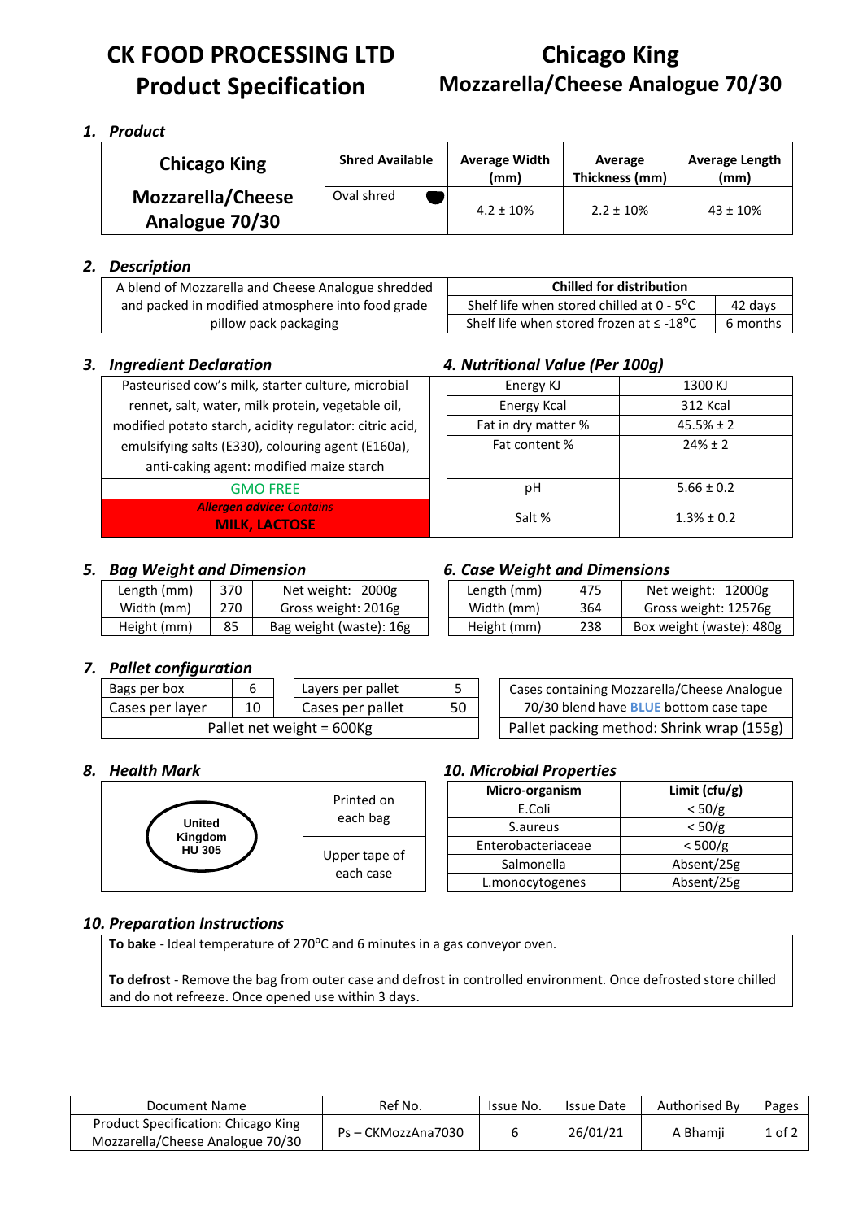# CK FOOD PROCESSING LTD
# Product Specification

# Chicago King
# Mozzarella/Cheese Analogue 70/30

## 1. Product

| Chicago King Mozzarella/Cheese Analogue 70/30 | Shred Available | Average Width (mm) | Average Thickness (mm) | Average Length (mm) |
|---|---|---|---|---|
| | Oval shred | 4.2 ± 10% | 2.2 ± 10% | 43 ± 10% |

## 2. Description

A blend of Mozzarella and Cheese Analogue shredded and packed in modified atmosphere into food grade pillow pack packaging

| Chilled for distribution | |
|---|---|
| Shelf life when stored chilled at 0 - 5⁰C | 42 days |
| Shelf life when stored frozen at ≤ -18⁰C | 6 months |

## 3. Ingredient Declaration

Pasteurised cow's milk, starter culture, microbial rennet, salt, water, milk protein, vegetable oil, modified potato starch, acidity regulator: citric acid, emulsifying salts (E330), colouring agent (E160a), anti-caking agent: modified maize starch

GMO FREE

***Allergen advice:** Contains*
**MILK, LACTOSE**

## 4. Nutritional Value (Per 100g)

| | |
|---|---|
| Energy KJ | 1300 KJ |
| Energy Kcal | 312 Kcal |
| Fat in dry matter % | 45.5% ± 2 |
| Fat content % | 24% ± 2 |
| pH | 5.66 ± 0.2 |
| Salt % | 1.3% ± 0.2 |

## 5. Bag Weight and Dimension

| | | |
|---|---|---|
| Length (mm) | 370 | Net weight: 2000g |
| Width (mm) | 270 | Gross weight: 2016g |
| Height (mm) | 85 | Bag weight (waste): 16g |

## 6. Case Weight and Dimensions

| | | |
|---|---|---|
| Length (mm) | 475 | Net weight: 12000g |
| Width (mm) | 364 | Gross weight: 12576g |
| Height (mm) | 238 | Box weight (waste): 480g |

## 7. Pallet configuration

| | | | |
|---|---|---|---|
| Bags per box | 6 | Layers per pallet | 5 |
| Cases per layer | 10 | Cases per pallet | 50 |
| Pallet net weight = 600Kg | | | |

Cases containing Mozzarella/Cheese Analogue 70/30 blend have **BLUE** bottom case tape

Pallet packing method: Shrink wrap (155g)

## 8. Health Mark

| | |
|---|---|
| United Kingdom HU 305 | Printed on each bag |
| | Upper tape of each case |

## 10. Microbial Properties

| Micro-organism | Limit (cfu/g) |
|---|---|
| E.Coli | < 50/g |
| S.aureus | < 50/g |
| Enterobacteriaceae | < 500/g |
| Salmonella | Absent/25g |
| L.monocytogenes | Absent/25g |

## 10. Preparation Instructions

**To bake** - Ideal temperature of 270⁰C and 6 minutes in a gas conveyor oven.

**To defrost** - Remove the bag from outer case and defrost in controlled environment. Once defrosted store chilled and do not refreeze. Once opened use within 3 days.

| Document Name | Ref No. | Issue No. | Issue Date | Authorised By | Pages |
|---|---|---|---|---|---|
| Product Specification: Chicago King Mozzarella/Cheese Analogue 70/30 | Ps – CKMozzAna7030 | 6 | 26/01/21 | A Bhamji | 1 of 2 |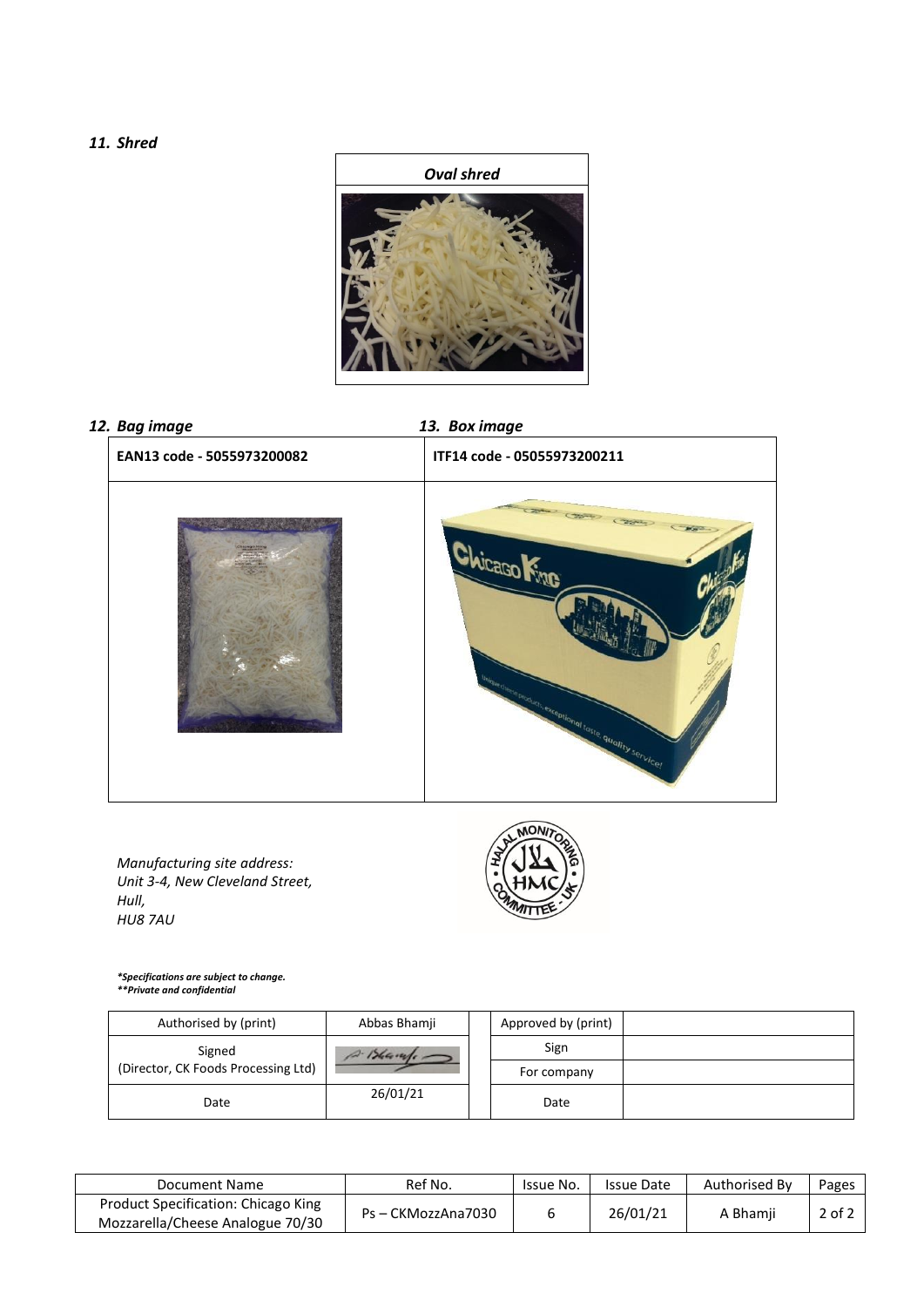*11. Shred*

| *Oval shred* |
| --- |
| |

*12. Bag image* *13. Box image*

| EAN13 code - 5055973200082 | ITF14 code - 05055973200211 |
| --- | --- |
| | |

*Manufacturing site address:*
*Unit 3-4, New Cleveland Street,*
*Hull,*
*HU8 7AU*

***Specifications are subject to change.***
****Private and confidential****

| Authorised by (print) | Abbas Bhamji | | Approved by (print) | |
| --- | --- | --- | --- | --- |
| Signed (Director, CK Foods Processing Ltd) | | | Sign | |
| | | | For company | |
| Date | 26/01/21 | | Date | |

| Document Name | Ref No. | Issue No. | Issue Date | Authorised By | Pages |
| --- | --- | --- | --- | --- | --- |
| Product Specification: Chicago King Mozzarella/Cheese Analogue 70/30 | Ps – CKMozzAna7030 | 6 | 26/01/21 | A Bhamji | 2 of 2 |